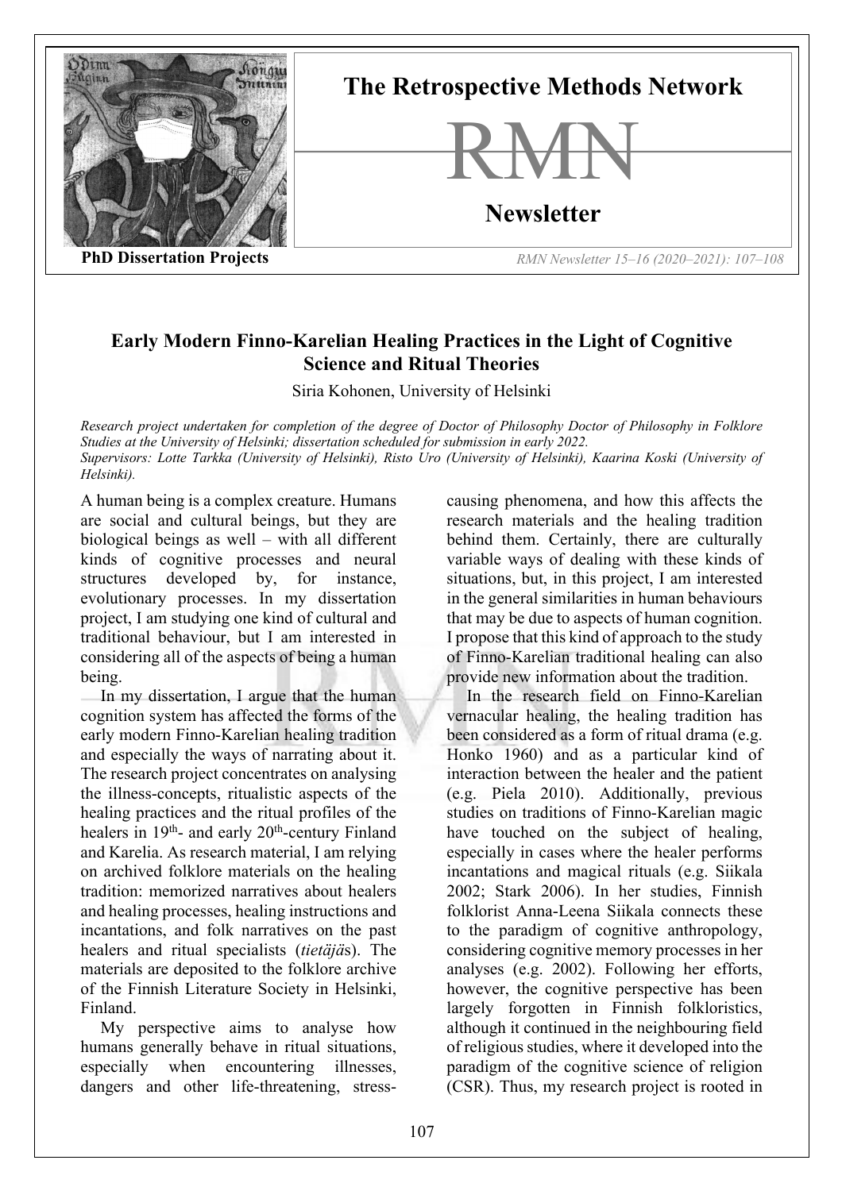# Early Modern Finno-Karelian Healing Practices in the Light of Cognitive Science and Ritual Theories

Siria Kohonen, University of Helsinki

*Research project undertaken for completion of the degree of Doctor of Philosophy Doctor of Philosophy in Folklore Studies at the University of Helsinki; dissertation scheduled for submission in early 2022.*
*Supervisors: Lotte Tarkka (University of Helsinki), Risto Uro (University of Helsinki), Kaarina Koski (University of Helsinki).*

A human being is a complex creature. Humans are social and cultural beings, but they are biological beings as well – with all different kinds of cognitive processes and neural structures developed by, for instance, evolutionary processes. In my dissertation project, I am studying one kind of cultural and traditional behaviour, but I am interested in considering all of the aspects of being a human being.

In my dissertation, I argue that the human cognition system has affected the forms of the early modern Finno-Karelian healing tradition and especially the ways of narrating about it. The research project concentrates on analysing the illness-concepts, ritualistic aspects of the healing practices and the ritual profiles of the healers in 19th- and early 20th-century Finland and Karelia. As research material, I am relying on archived folklore materials on the healing tradition: memorized narratives about healers and healing processes, healing instructions and incantations, and folk narratives on the past healers and ritual specialists (*tietäjä*s). The materials are deposited to the folklore archive of the Finnish Literature Society in Helsinki, Finland.

My perspective aims to analyse how humans generally behave in ritual situations, especially when encountering illnesses, dangers and other life-threatening, stress-causing phenomena, and how this affects the research materials and the healing tradition behind them. Certainly, there are culturally variable ways of dealing with these kinds of situations, but, in this project, I am interested in the general similarities in human behaviours that may be due to aspects of human cognition. I propose that this kind of approach to the study of Finno-Karelian traditional healing can also provide new information about the tradition.

In the research field on Finno-Karelian vernacular healing, the healing tradition has been considered as a form of ritual drama (e.g. Honko 1960) and as a particular kind of interaction between the healer and the patient (e.g. Piela 2010). Additionally, previous studies on traditions of Finno-Karelian magic have touched on the subject of healing, especially in cases where the healer performs incantations and magical rituals (e.g. Siikala 2002; Stark 2006). In her studies, Finnish folklorist Anna-Leena Siikala connects these to the paradigm of cognitive anthropology, considering cognitive memory processes in her analyses (e.g. 2002). Following her efforts, however, the cognitive perspective has been largely forgotten in Finnish folkloristics, although it continued in the neighbouring field of religious studies, where it developed into the paradigm of the cognitive science of religion (CSR). Thus, my research project is rooted in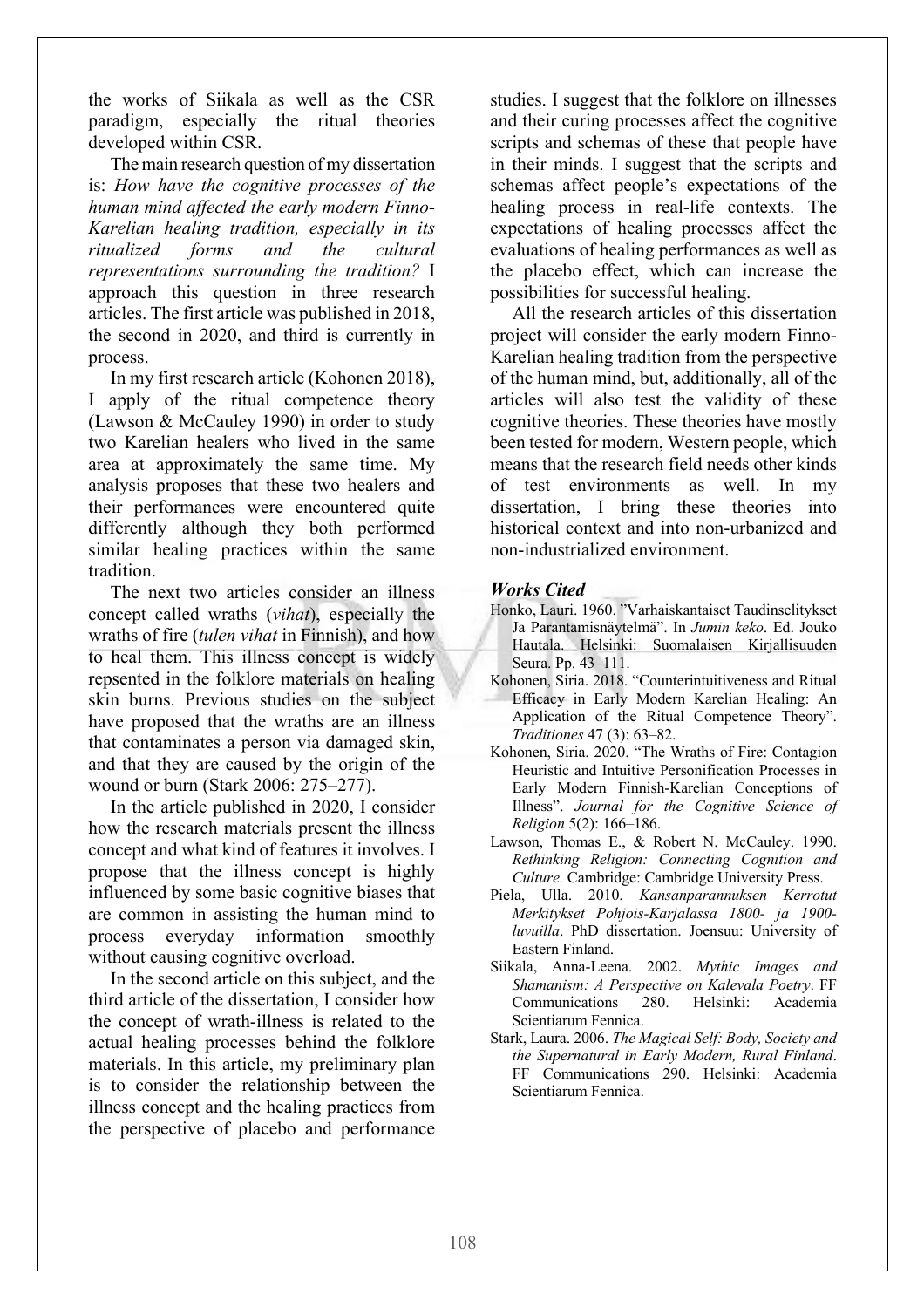the works of Siikala as well as the CSR paradigm, especially the ritual theories developed within CSR.

The main research question of my dissertation is: *How have the cognitive processes of the human mind affected the early modern Finno-Karelian healing tradition, especially in its ritualized forms and the cultural representations surrounding the tradition?* I approach this question in three research articles. The first article was published in 2018, the second in 2020, and third is currently in process.

In my first research article (Kohonen 2018), I apply of the ritual competence theory (Lawson & McCauley 1990) in order to study two Karelian healers who lived in the same area at approximately the same time. My analysis proposes that these two healers and their performances were encountered quite differently although they both performed similar healing practices within the same tradition.

The next two articles consider an illness concept called wraths (*vihat*), especially the wraths of fire (*tulen vihat* in Finnish), and how to heal them. This illness concept is widely repsented in the folklore materials on healing skin burns. Previous studies on the subject have proposed that the wraths are an illness that contaminates a person via damaged skin, and that they are caused by the origin of the wound or burn (Stark 2006: 275–277).

In the article published in 2020, I consider how the research materials present the illness concept and what kind of features it involves. I propose that the illness concept is highly influenced by some basic cognitive biases that are common in assisting the human mind to process everyday information smoothly without causing cognitive overload.

In the second article on this subject, and the third article of the dissertation, I consider how the concept of wrath-illness is related to the actual healing processes behind the folklore materials. In this article, my preliminary plan is to consider the relationship between the illness concept and the healing practices from the perspective of placebo and performance studies. I suggest that the folklore on illnesses and their curing processes affect the cognitive scripts and schemas of these that people have in their minds. I suggest that the scripts and schemas affect people's expectations of the healing process in real-life contexts. The expectations of healing processes affect the evaluations of healing performances as well as the placebo effect, which can increase the possibilities for successful healing.

All the research articles of this dissertation project will consider the early modern Finno-Karelian healing tradition from the perspective of the human mind, but, additionally, all of the articles will also test the validity of these cognitive theories. These theories have mostly been tested for modern, Western people, which means that the research field needs other kinds of test environments as well. In my dissertation, I bring these theories into historical context and into non-urbanized and non-industrialized environment.

### *Works Cited*

Honko, Lauri. 1960. "Varhaiskantaiset Taudinselitykset Ja Parantamisnäytelmä". In *Jumin keko*. Ed. Jouko Hautala. Helsinki: Suomalaisen Kirjallisuuden Seura. Pp. 43–111.

Kohonen, Siria. 2018. "Counterintuitiveness and Ritual Efficacy in Early Modern Karelian Healing: An Application of the Ritual Competence Theory". *Traditiones* 47 (3): 63–82.

Kohonen, Siria. 2020. "The Wraths of Fire: Contagion Heuristic and Intuitive Personification Processes in Early Modern Finnish-Karelian Conceptions of Illness". *Journal for the Cognitive Science of Religion* 5(2): 166–186.

Lawson, Thomas E., & Robert N. McCauley. 1990. *Rethinking Religion: Connecting Cognition and Culture.* Cambridge: Cambridge University Press.

Piela, Ulla. 2010. *Kansanparannuksen Kerrotut Merkitykset Pohjois-Karjalassa 1800- ja 1900-luvuilla*. PhD dissertation. Joensuu: University of Eastern Finland.

Siikala, Anna-Leena. 2002. *Mythic Images and Shamanism: A Perspective on Kalevala Poetry*. FF Communications 280. Helsinki: Academia Scientiarum Fennica.

Stark, Laura. 2006. *The Magical Self: Body, Society and the Supernatural in Early Modern, Rural Finland*. FF Communications 290. Helsinki: Academia Scientiarum Fennica.